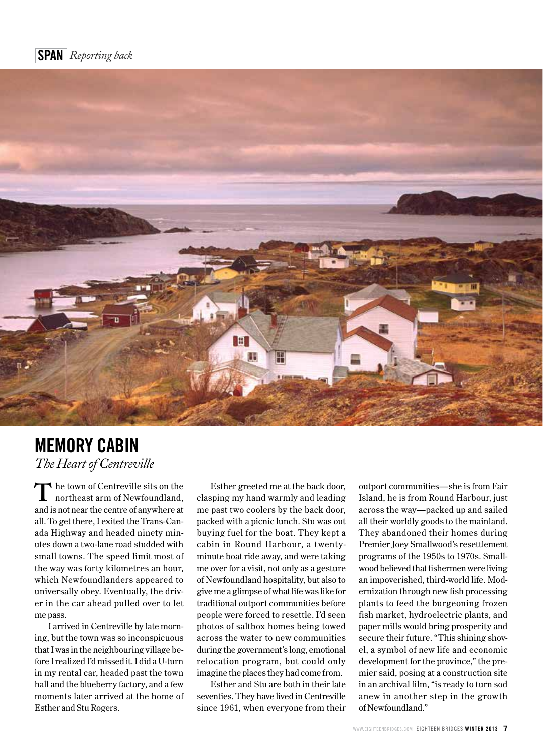SPAN *Reporting back*

# MEMORY CABIN

*The Heart of Centreville*

The town of Centreville sits on the northeast arm of Newfoundland, and is not near the centre of anywhere at all. To get there, I exited the Trans-Canada Highway and headed ninety minutes down a two-lane road studded with small towns. The speed limit most of the way was forty kilometres an hour, which Newfoundlanders appeared to universally obey. Eventually, the driver in the car ahead pulled over to let me pass.

I arrived in Centreville by late morning, but the town was so inconspicuous that I was in the neighbouring village before I realized I'd missed it. I did a U-turn in my rental car, headed past the town hall and the blueberry factory, and a few moments later arrived at the home of Esther and Stu Rogers.

Esther greeted me at the back door, clasping my hand warmly and leading me past two coolers by the back door, packed with a picnic lunch. Stu was out buying fuel for the boat. They kept a cabin in Round Harbour, a twenty-minute boat ride away, and were taking me over for a visit, not only as a gesture of Newfoundland hospitality, but also to give me a glimpse of what life was like for traditional outport communities before people were forced to resettle. I'd seen photos of saltbox homes being towed across the water to new communities during the government's long, emotional relocation program, but could only imagine the places they had come from.

Esther and Stu are both in their late seventies. They have lived in Centreville since 1961, when everyone from their outport communities—she is from Fair Island, he is from Round Harbour, just across the way—packed up and sailed all their worldly goods to the mainland. They abandoned their homes during Premier Joey Smallwood's resettlement programs of the 1950s to 1970s. Smallwood believed that fishermen were living an impoverished, third-world life. Modernization through new fish processing plants to feed the burgeoning frozen fish market, hydroelectric plants, and paper mills would bring prosperity and secure their future. "This shining shovel, a symbol of new life and economic development for the province," the premier said, posing at a construction site in an archival film, "is ready to turn sod anew in another step in the growth of Newfoundland."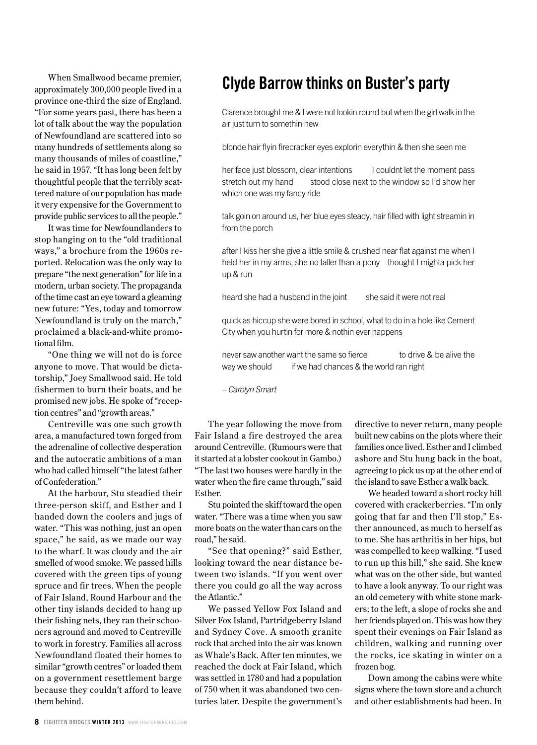When Smallwood became premier, approximately 300,000 people lived in a province one-third the size of England. "For some years past, there has been a lot of talk about the way the population of Newfoundland are scattered into so many hundreds of settlements along so many thousands of miles of coastline," he said in 1957. "It has long been felt by thoughtful people that the terribly scattered nature of our population has made it very expensive for the Government to provide public services to all the people."

It was time for Newfoundlanders to stop hanging on to the "old traditional ways," a brochure from the 1960s reported. Relocation was the only way to prepare "the next generation" for life in a modern, urban society. The propaganda of the time cast an eye toward a gleaming new future: "Yes, today and tomorrow Newfoundland is truly on the march," proclaimed a black-and-white promotional film.

"One thing we will not do is force anyone to move. That would be dictatorship," Joey Smallwood said. He told fishermen to burn their boats, and he promised new jobs. He spoke of "reception centres" and "growth areas."

Centreville was one such growth area, a manufactured town forged from the adrenaline of collective desperation and the autocratic ambitions of a man who had called himself "the latest father of Confederation."

At the harbour, Stu steadied their three-person skiff, and Esther and I handed down the coolers and jugs of water. "This was nothing, just an open space," he said, as we made our way to the wharf. It was cloudy and the air smelled of wood smoke. We passed hills covered with the green tips of young spruce and fir trees. When the people of Fair Island, Round Harbour and the other tiny islands decided to hang up their fishing nets, they ran their schooners aground and moved to Centreville to work in forestry. Families all across Newfoundland floated their homes to similar "growth centres" or loaded them on a government resettlement barge because they couldn't afford to leave them behind.

## Clyde Barrow thinks on Buster's party

Clarence brought me & I were not lookin round but when the girl walk in the air just turn to somethin new

blonde hair flyin firecracker eyes explorin everythin & then she seen me

her face just blossom, clear intentions      I couldnt let the moment pass stretch out my hand      stood close next to the window so I'd show her which one was my fancy ride

talk goin on around us, her blue eyes steady, hair filled with light streamin in from the porch

after I kiss her she give a little smile & crushed near flat against me when I held her in my arms, she no taller than a pony    thought I mighta pick her up & run

heard she had a husband in the joint      she said it were not real

quick as hiccup she were bored in school, what to do in a hole like Cement City when you hurtin for more & nothin ever happens

never saw another want the same so fierce      to drive & be alive the way we should      if we had chances & the world ran right

*– Carolyn Smart*

The year following the move from Fair Island a fire destroyed the area around Centreville. (Rumours were that it started at a lobster cookout in Gambo.) "The last two houses were hardly in the water when the fire came through," said Esther.

Stu pointed the skiff toward the open water. "There was a time when you saw more boats on the water than cars on the road," he said.

"See that opening?" said Esther, looking toward the near distance between two islands. "If you went over there you could go all the way across the Atlantic."

We passed Yellow Fox Island and Silver Fox Island, Partridgeberry Island and Sydney Cove. A smooth granite rock that arched into the air was known as Whale's Back. After ten minutes, we reached the dock at Fair Island, which was settled in 1780 and had a population of 750 when it was abandoned two centuries later. Despite the government's directive to never return, many people built new cabins on the plots where their families once lived. Esther and I climbed ashore and Stu hung back in the boat, agreeing to pick us up at the other end of the island to save Esther a walk back.

We headed toward a short rocky hill covered with crackerberries. "I'm only going that far and then I'll stop," Esther announced, as much to herself as to me. She has arthritis in her hips, but was compelled to keep walking. "I used to run up this hill," she said. She knew what was on the other side, but wanted to have a look anyway. To our right was an old cemetery with white stone markers; to the left, a slope of rocks she and her friends played on. This was how they spent their evenings on Fair Island as children, walking and running over the rocks, ice skating in winter on a frozen bog.

Down among the cabins were white signs where the town store and a church and other establishments had been. In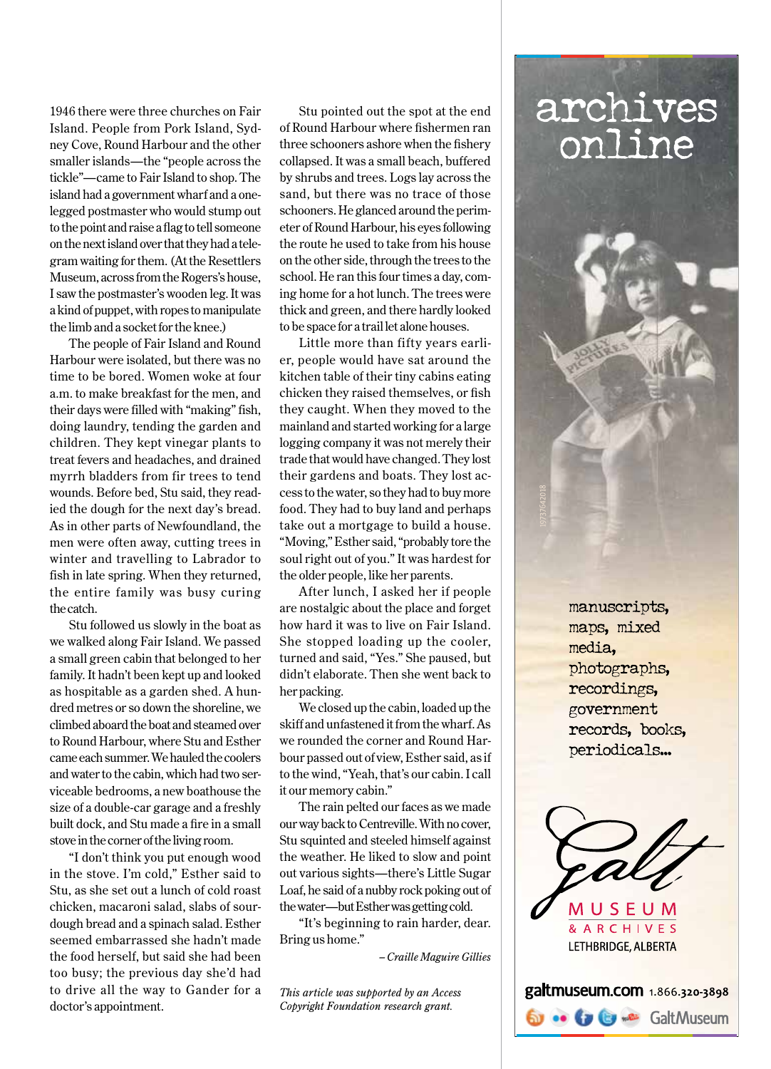1946 there were three churches on Fair Island. People from Pork Island, Sydney Cove, Round Harbour and the other smaller islands—the "people across the tickle"—came to Fair Island to shop. The island had a government wharf and a one-legged postmaster who would stump out to the point and raise a flag to tell someone on the next island over that they had a telegram waiting for them. (At the Resettlers Museum, across from the Rogers's house, I saw the postmaster's wooden leg. It was a kind of puppet, with ropes to manipulate the limb and a socket for the knee.)

The people of Fair Island and Round Harbour were isolated, but there was no time to be bored. Women woke at four a.m. to make breakfast for the men, and their days were filled with "making" fish, doing laundry, tending the garden and children. They kept vinegar plants to treat fevers and headaches, and drained myrrh bladders from fir trees to tend wounds. Before bed, Stu said, they readied the dough for the next day's bread. As in other parts of Newfoundland, the men were often away, cutting trees in winter and travelling to Labrador to fish in late spring. When they returned, the entire family was busy curing the catch.

Stu followed us slowly in the boat as we walked along Fair Island. We passed a small green cabin that belonged to her family. It hadn't been kept up and looked as hospitable as a garden shed. A hundred metres or so down the shoreline, we climbed aboard the boat and steamed over to Round Harbour, where Stu and Esther came each summer. We hauled the coolers and water to the cabin, which had two serviceable bedrooms, a new boathouse the size of a double-car garage and a freshly built dock, and Stu made a fire in a small stove in the corner of the living room.

"I don't think you put enough wood in the stove. I'm cold," Esther said to Stu, as she set out a lunch of cold roast chicken, macaroni salad, slabs of sourdough bread and a spinach salad. Esther seemed embarrassed she hadn't made the food herself, but said she had been too busy; the previous day she'd had to drive all the way to Gander for a doctor's appointment.

Stu pointed out the spot at the end of Round Harbour where fishermen ran three schooners ashore when the fishery collapsed. It was a small beach, buffered by shrubs and trees. Logs lay across the sand, but there was no trace of those schooners. He glanced around the perimeter of Round Harbour, his eyes following the route he used to take from his house on the other side, through the trees to the school. He ran this four times a day, coming home for a hot lunch. The trees were thick and green, and there hardly looked to be space for a trail let alone houses.

Little more than fifty years earlier, people would have sat around the kitchen table of their tiny cabins eating chicken they raised themselves, or fish they caught. When they moved to the mainland and started working for a large logging company it was not merely their trade that would have changed. They lost their gardens and boats. They lost access to the water, so they had to buy more food. They had to buy land and perhaps take out a mortgage to build a house. "Moving," Esther said, "probably tore the soul right out of you." It was hardest for the older people, like her parents.

After lunch, I asked her if people are nostalgic about the place and forget how hard it was to live on Fair Island. She stopped loading up the cooler, turned and said, "Yes." She paused, but didn't elaborate. Then she went back to her packing.

We closed up the cabin, loaded up the skiff and unfastened it from the wharf. As we rounded the corner and Round Harbour passed out of view, Esther said, as if to the wind, "Yeah, that's our cabin. I call it our memory cabin."

The rain pelted our faces as we made our way back to Centreville. With no cover, Stu squinted and steeled himself against the weather. He liked to slow and point out various sights—there's Little Sugar Loaf, he said of a nubby rock poking out of the water—but Esther was getting cold.

"It's beginning to rain harder, dear. Bring us home."

*– Craille Maguire Gillies*

*This article was supported by an Access Copyright Foundation research grant.*

archives online

manuscripts, maps, mixed media, photographs, recordings, government records, books, periodicals...

Galt MUSEUM & ARCHIVES
LETHBRIDGE, ALBERTA

**galtmuseum.com** 1.866.320-3898

GaltMuseum